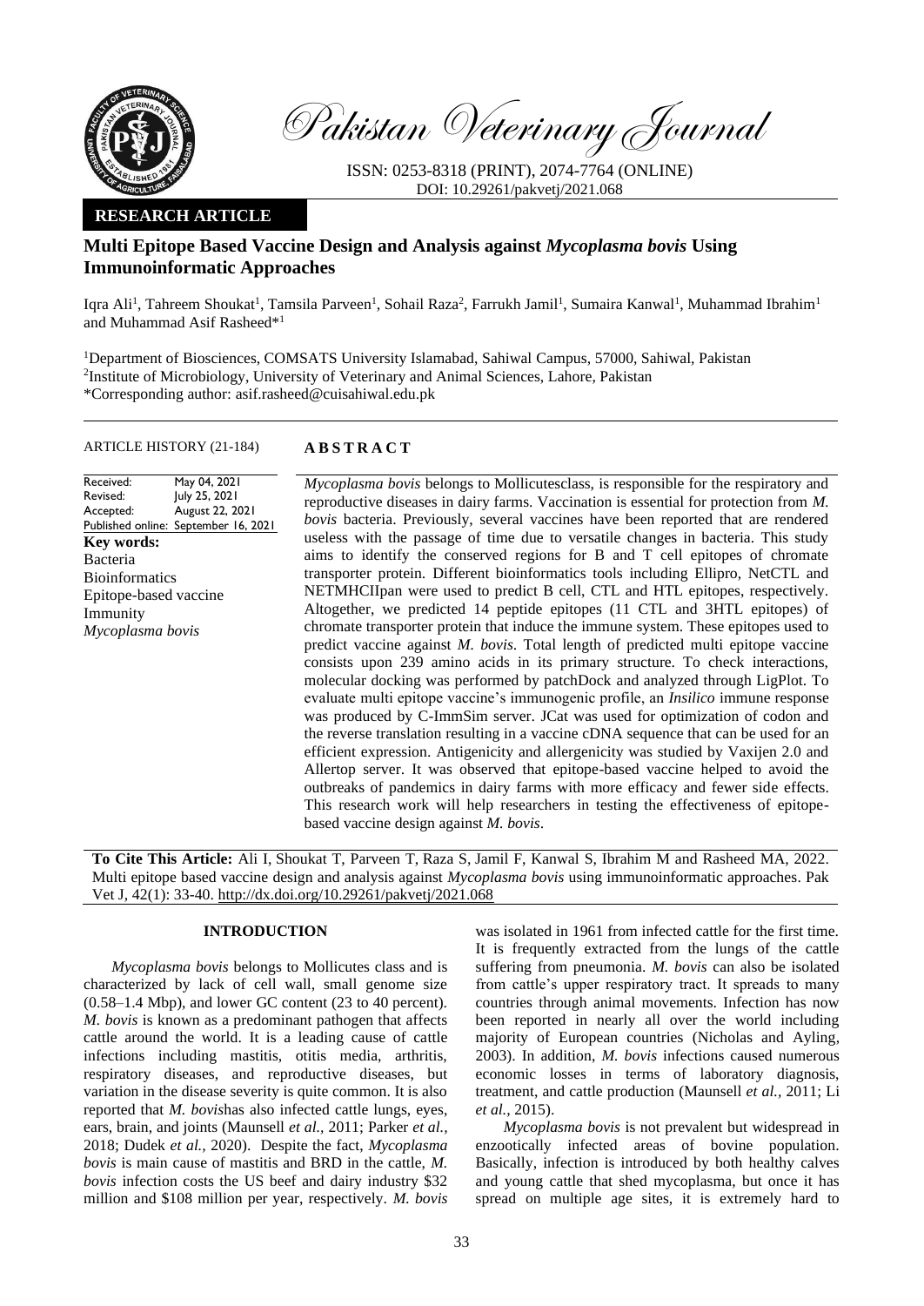Pakistan Veterinary Journal

ISSN: 0253-8318 (PRINT), 2074-7764 (ONLINE)
DOI: 10.29261/pakvetj/2021.068

**RESEARCH ARTICLE**

# Multi Epitope Based Vaccine Design and Analysis against *Mycoplasma bovis* Using Immunoinformatic Approaches

Iqra Ali[1], Tahreem Shoukat[1], Tamsila Parveen[1], Sohail Raza[2], Farrukh Jamil[1], Sumaira Kanwal[1], Muhammad Ibrahim[1] and Muhammad Asif Rasheed*[1]

[1]Department of Biosciences, COMSATS University Islamabad, Sahiwal Campus, 57000, Sahiwal, Pakistan
[2]Institute of Microbiology, University of Veterinary and Animal Sciences, Lahore, Pakistan
*Corresponding author: asif.rasheed@cuisahiwal.edu.pk

ARTICLE HISTORY (21-184)

| | |
|---|---|
| Received: | May 04, 2021 |
| Revised: | July 25, 2021 |
| Accepted: | August 22, 2021 |
| Published online: | September 16, 2021 |

**Key words:**
Bacteria
Bioinformatics
Epitope-based vaccine
Immunity
*Mycoplasma bovis*

## ABSTRACT

*Mycoplasma bovis* belongs to Mollicutesclass, is responsible for the respiratory and reproductive diseases in dairy farms. Vaccination is essential for protection from *M. bovis* bacteria. Previously, several vaccines have been reported that are rendered useless with the passage of time due to versatile changes in bacteria. This study aims to identify the conserved regions for B and T cell epitopes of chromate transporter protein. Different bioinformatics tools including Ellipro, NetCTL and NETMHCIIpan were used to predict B cell, CTL and HTL epitopes, respectively. Altogether, we predicted 14 peptide epitopes (11 CTL and 3HTL epitopes) of chromate transporter protein that induce the immune system. These epitopes used to predict vaccine against *M. bovis*. Total length of predicted multi epitope vaccine consists upon 239 amino acids in its primary structure. To check interactions, molecular docking was performed by patchDock and analyzed through LigPlot. To evaluate multi epitope vaccine's immunogenic profile, an *Insilico* immune response was produced by C-ImmSim server. JCat was used for optimization of codon and the reverse translation resulting in a vaccine cDNA sequence that can be used for an efficient expression. Antigenicity and allergenicity was studied by Vaxijen 2.0 and Allertop server. It was observed that epitope-based vaccine helped to avoid the outbreaks of pandemics in dairy farms with more efficacy and fewer side effects. This research work will help researchers in testing the effectiveness of epitope-based vaccine design against *M. bovis*.

**To Cite This Article:** Ali I, Shoukat T, Parveen T, Raza S, Jamil F, Kanwal S, Ibrahim M and Rasheed MA, 2022. Multi epitope based vaccine design and analysis against *Mycoplasma bovis* using immunoinformatic approaches. Pak Vet J, 42(1): 33-40. http://dx.doi.org/10.29261/pakvetj/2021.068

## INTRODUCTION

*Mycoplasma bovis* belongs to Mollicutes class and is characterized by lack of cell wall, small genome size (0.58–1.4 Mbp), and lower GC content (23 to 40 percent). *M. bovis* is known as a predominant pathogen that affects cattle around the world. It is a leading cause of cattle infections including mastitis, otitis media, arthritis, respiratory diseases, and reproductive diseases, but variation in the disease severity is quite common. It is also reported that *M. bovis*has also infected cattle lungs, eyes, ears, brain, and joints (Maunsell *et al.,* 2011; Parker *et al.,* 2018; Dudek *et al.,* 2020). Despite the fact, *Mycoplasma bovis* is main cause of mastitis and BRD in the cattle, *M. bovis* infection costs the US beef and dairy industry $32 million and $108 million per year, respectively. *M. bovis* was isolated in 1961 from infected cattle for the first time. It is frequently extracted from the lungs of the cattle suffering from pneumonia. *M. bovis* can also be isolated from cattle's upper respiratory tract. It spreads to many countries through animal movements. Infection has now been reported in nearly all over the world including majority of European countries (Nicholas and Ayling, 2003). In addition, *M. bovis* infections caused numerous economic losses in terms of laboratory diagnosis, treatment, and cattle production (Maunsell *et al.,* 2011; Li *et al.,* 2015).

*Mycoplasma bovis* is not prevalent but widespread in enzootically infected areas of bovine population. Basically, infection is introduced by both healthy calves and young cattle that shed mycoplasma, but once it has spread on multiple age sites, it is extremely hard to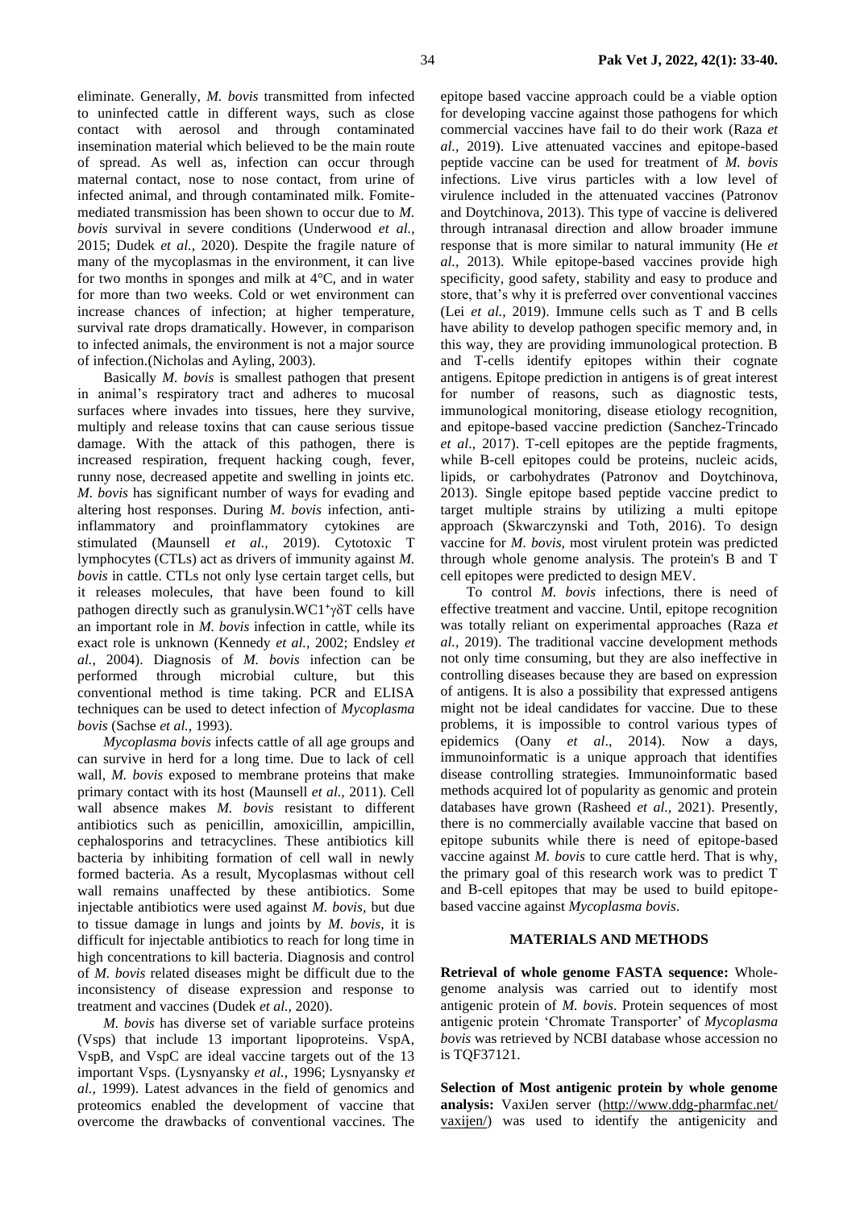eliminate. Generally, *M. bovis* transmitted from infected to uninfected cattle in different ways, such as close contact with aerosol and through contaminated insemination material which believed to be the main route of spread. As well as, infection can occur through maternal contact, nose to nose contact, from urine of infected animal, and through contaminated milk. Fomite-mediated transmission has been shown to occur due to *M. bovis* survival in severe conditions (Underwood *et al.,* 2015; Dudek *et al.,* 2020). Despite the fragile nature of many of the mycoplasmas in the environment, it can live for two months in sponges and milk at 4°C, and in water for more than two weeks. Cold or wet environment can increase chances of infection; at higher temperature, survival rate drops dramatically. However, in comparison to infected animals, the environment is not a major source of infection.(Nicholas and Ayling, 2003).

Basically *M. bovis* is smallest pathogen that present in animal's respiratory tract and adheres to mucosal surfaces where invades into tissues, here they survive, multiply and release toxins that can cause serious tissue damage. With the attack of this pathogen, there is increased respiration, frequent hacking cough, fever, runny nose, decreased appetite and swelling in joints etc. *M. bovis* has significant number of ways for evading and altering host responses. During *M. bovis* infection, anti-inflammatory and proinflammatory cytokines are stimulated (Maunsell *et al.,* 2019). Cytotoxic T lymphocytes (CTLs) act as drivers of immunity against *M. bovis* in cattle. CTLs not only lyse certain target cells, but it releases molecules, that have been found to kill pathogen directly such as granulysin.WC1$^{+}\gamma\delta$T cells have an important role in *M. bovis* infection in cattle, while its exact role is unknown (Kennedy *et al.,* 2002; Endsley *et al.,* 2004). Diagnosis of *M. bovis* infection can be performed through microbial culture, but this conventional method is time taking. PCR and ELISA techniques can be used to detect infection of *Mycoplasma bovis* (Sachse *et al.,* 1993).

*Mycoplasma bovis* infects cattle of all age groups and can survive in herd for a long time. Due to lack of cell wall, *M. bovis* exposed to membrane proteins that make primary contact with its host (Maunsell *et al.,* 2011). Cell wall absence makes *M. bovis* resistant to different antibiotics such as penicillin, amoxicillin, ampicillin, cephalosporins and tetracyclines. These antibiotics kill bacteria by inhibiting formation of cell wall in newly formed bacteria. As a result, Mycoplasmas without cell wall remains unaffected by these antibiotics. Some injectable antibiotics were used against *M. bovis*, but due to tissue damage in lungs and joints by *M. bovis*, it is difficult for injectable antibiotics to reach for long time in high concentrations to kill bacteria. Diagnosis and control of *M. bovis* related diseases might be difficult due to the inconsistency of disease expression and response to treatment and vaccines (Dudek *et al.,* 2020).

*M. bovis* has diverse set of variable surface proteins (Vsps) that include 13 important lipoproteins. VspA, VspB, and VspC are ideal vaccine targets out of the 13 important Vsps. (Lysnyansky *et al.,* 1996; Lysnyansky *et al.,* 1999). Latest advances in the field of genomics and proteomics enabled the development of vaccine that overcome the drawbacks of conventional vaccines. The epitope based vaccine approach could be a viable option for developing vaccine against those pathogens for which commercial vaccines have fail to do their work (Raza *et al.,* 2019). Live attenuated vaccines and epitope-based peptide vaccine can be used for treatment of *M. bovis* infections. Live virus particles with a low level of virulence included in the attenuated vaccines (Patronov and Doytchinova, 2013). This type of vaccine is delivered through intranasal direction and allow broader immune response that is more similar to natural immunity (He *et al.,* 2013). While epitope-based vaccines provide high specificity, good safety, stability and easy to produce and store, that's why it is preferred over conventional vaccines (Lei *et al.,* 2019). Immune cells such as T and B cells have ability to develop pathogen specific memory and, in this way, they are providing immunological protection. B and T-cells identify epitopes within their cognate antigens. Epitope prediction in antigens is of great interest for number of reasons, such as diagnostic tests, immunological monitoring, disease etiology recognition, and epitope-based vaccine prediction (Sanchez-Trincado *et al*., 2017). T-cell epitopes are the peptide fragments, while B-cell epitopes could be proteins, nucleic acids, lipids, or carbohydrates (Patronov and Doytchinova, 2013). Single epitope based peptide vaccine predict to target multiple strains by utilizing a multi epitope approach (Skwarczynski and Toth, 2016). To design vaccine for *M. bovis*, most virulent protein was predicted through whole genome analysis. The protein's B and T cell epitopes were predicted to design MEV.

To control *M. bovis* infections, there is need of effective treatment and vaccine. Until, epitope recognition was totally reliant on experimental approaches (Raza *et al.,* 2019). The traditional vaccine development methods not only time consuming, but they are also ineffective in controlling diseases because they are based on expression of antigens. It is also a possibility that expressed antigens might not be ideal candidates for vaccine. Due to these problems, it is impossible to control various types of epidemics (Oany *et al*., 2014). Now a days, immunoinformatic is a unique approach that identifies disease controlling strategies. Immunoinformatic based methods acquired lot of popularity as genomic and protein databases have grown (Rasheed *et al.,* 2021). Presently, there is no commercially available vaccine that based on epitope subunits while there is need of epitope-based vaccine against *M. bovis* to cure cattle herd. That is why, the primary goal of this research work was to predict T and B-cell epitopes that may be used to build epitope-based vaccine against *Mycoplasma bovis*.

## MATERIALS AND METHODS

**Retrieval of whole genome FASTA sequence:** Whole-genome analysis was carried out to identify most antigenic protein of *M. bovis*. Protein sequences of most antigenic protein 'Chromate Transporter' of *Mycoplasma bovis* was retrieved by NCBI database whose accession no is TQF37121.

**Selection of Most antigenic protein by whole genome analysis:** VaxiJen server (http://www.ddg-pharmfac.net/vaxijen/) was used to identify the antigenicity and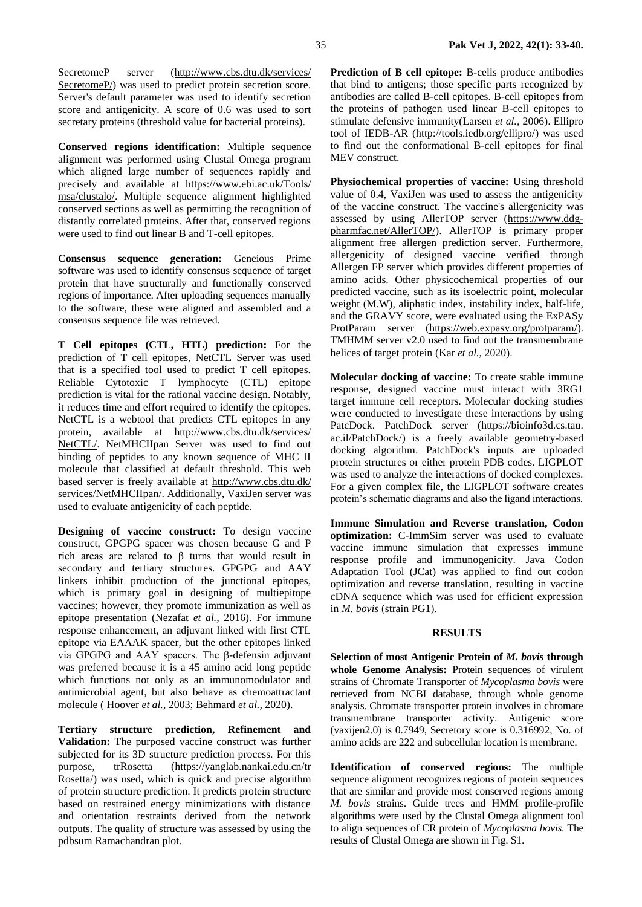SecretomeP server (http://www.cbs.dtu.dk/services/SecretomeP/) was used to predict protein secretion score. Server's default parameter was used to identify secretion score and antigenicity. A score of 0.6 was used to sort secretary proteins (threshold value for bacterial proteins).

**Conserved regions identification:** Multiple sequence alignment was performed using Clustal Omega program which aligned large number of sequences rapidly and precisely and available at https://www.ebi.ac.uk/Tools/msa/clustalo/. Multiple sequence alignment highlighted conserved sections as well as permitting the recognition of distantly correlated proteins. After that, conserved regions were used to find out linear B and T-cell epitopes.

**Consensus sequence generation:** Geneious Prime software was used to identify consensus sequence of target protein that have structurally and functionally conserved regions of importance. After uploading sequences manually to the software, these were aligned and assembled and a consensus sequence file was retrieved.

**T Cell epitopes (CTL, HTL) prediction:** For the prediction of T cell epitopes, NetCTL Server was used that is a specified tool used to predict T cell epitopes. Reliable Cytotoxic T lymphocyte (CTL) epitope prediction is vital for the rational vaccine design. Notably, it reduces time and effort required to identify the epitopes. NetCTL is a webtool that predicts CTL epitopes in any protein, available at http://www.cbs.dtu.dk/services/NetCTL/. NetMHCIIpan Server was used to find out binding of peptides to any known sequence of MHC II molecule that classified at default threshold. This web based server is freely available at http://www.cbs.dtu.dk/services/NetMHCIIpan/. Additionally, VaxiJen server was used to evaluate antigenicity of each peptide.

**Designing of vaccine construct:** To design vaccine construct, GPGPG spacer was chosen because G and P rich areas are related to β turns that would result in secondary and tertiary structures. GPGPG and AAY linkers inhibit production of the junctional epitopes, which is primary goal in designing of multiepitope vaccines; however, they promote immunization as well as epitope presentation (Nezafat *et al.,* 2016). For immune response enhancement, an adjuvant linked with first CTL epitope via EAAAK spacer, but the other epitopes linked via GPGPG and AAY spacers. The β-defensin adjuvant was preferred because it is a 45 amino acid long peptide which functions not only as an immunomodulator and antimicrobial agent, but also behave as chemoattractant molecule ( Hoover *et al.,* 2003; Behmard *et al.,* 2020).

**Tertiary structure prediction, Refinement and Validation:** The purposed vaccine construct was further subjected for its 3D structure prediction process. For this purpose, trRosetta (https://yanglab.nankai.edu.cn/trRosetta/) was used, which is quick and precise algorithm of protein structure prediction. It predicts protein structure based on restrained energy minimizations with distance and orientation restraints derived from the network outputs. The quality of structure was assessed by using the pdbsum Ramachandran plot.

**Prediction of B cell epitope:** B-cells produce antibodies that bind to antigens; those specific parts recognized by antibodies are called B-cell epitopes. B-cell epitopes from the proteins of pathogen used linear B-cell epitopes to stimulate defensive immunity(Larsen *et al.,* 2006). Ellipro tool of IEDB-AR (http://tools.iedb.org/ellipro/) was used to find out the conformational B-cell epitopes for final MEV construct.

**Physiochemical properties of vaccine:** Using threshold value of 0.4, VaxiJen was used to assess the antigenicity of the vaccine construct. The vaccine's allergenicity was assessed by using AllerTOP server (https://www.ddg-pharmfac.net/AllerTOP/). AllerTOP is primary proper alignment free allergen prediction server. Furthermore, allergenicity of designed vaccine verified through Allergen FP server which provides different properties of amino acids. Other physicochemical properties of our predicted vaccine, such as its isoelectric point, molecular weight (M.W), aliphatic index, instability index, half-life, and the GRAVY score, were evaluated using the ExPASy ProtParam server (https://web.expasy.org/protparam/). TMHMM server v2.0 used to find out the transmembrane helices of target protein (Kar *et al.,* 2020).

**Molecular docking of vaccine:** To create stable immune response, designed vaccine must interact with 3RG1 target immune cell receptors. Molecular docking studies were conducted to investigate these interactions by using PatcDock. PatchDock server (https://bioinfo3d.cs.tau.ac.il/PatchDock/) is a freely available geometry-based docking algorithm. PatchDock's inputs are uploaded protein structures or either protein PDB codes. LIGPLOT was used to analyze the interactions of docked complexes. For a given complex file, the LIGPLOT software creates protein's schematic diagrams and also the ligand interactions.

**Immune Simulation and Reverse translation, Codon optimization:** C-ImmSim server was used to evaluate vaccine immune simulation that expresses immune response profile and immunogenicity. Java Codon Adaptation Tool (JCat) was applied to find out codon optimization and reverse translation, resulting in vaccine cDNA sequence which was used for efficient expression in *M. bovis* (strain PG1).

## RESULTS

**Selection of most Antigenic Protein of *M. bovis* through whole Genome Analysis:** Protein sequences of virulent strains of Chromate Transporter of *Mycoplasma bovis* were retrieved from NCBI database, through whole genome analysis. Chromate transporter protein involves in chromate transmembrane transporter activity. Antigenic score (vaxijen2.0) is 0.7949, Secretory score is 0.316992, No. of amino acids are 222 and subcellular location is membrane.

**Identification of conserved regions:** The multiple sequence alignment recognizes regions of protein sequences that are similar and provide most conserved regions among *M. bovis* strains. Guide trees and HMM profile-profile algorithms were used by the Clustal Omega alignment tool to align sequences of CR protein of *Mycoplasma bovis.* The results of Clustal Omega are shown in Fig. S1.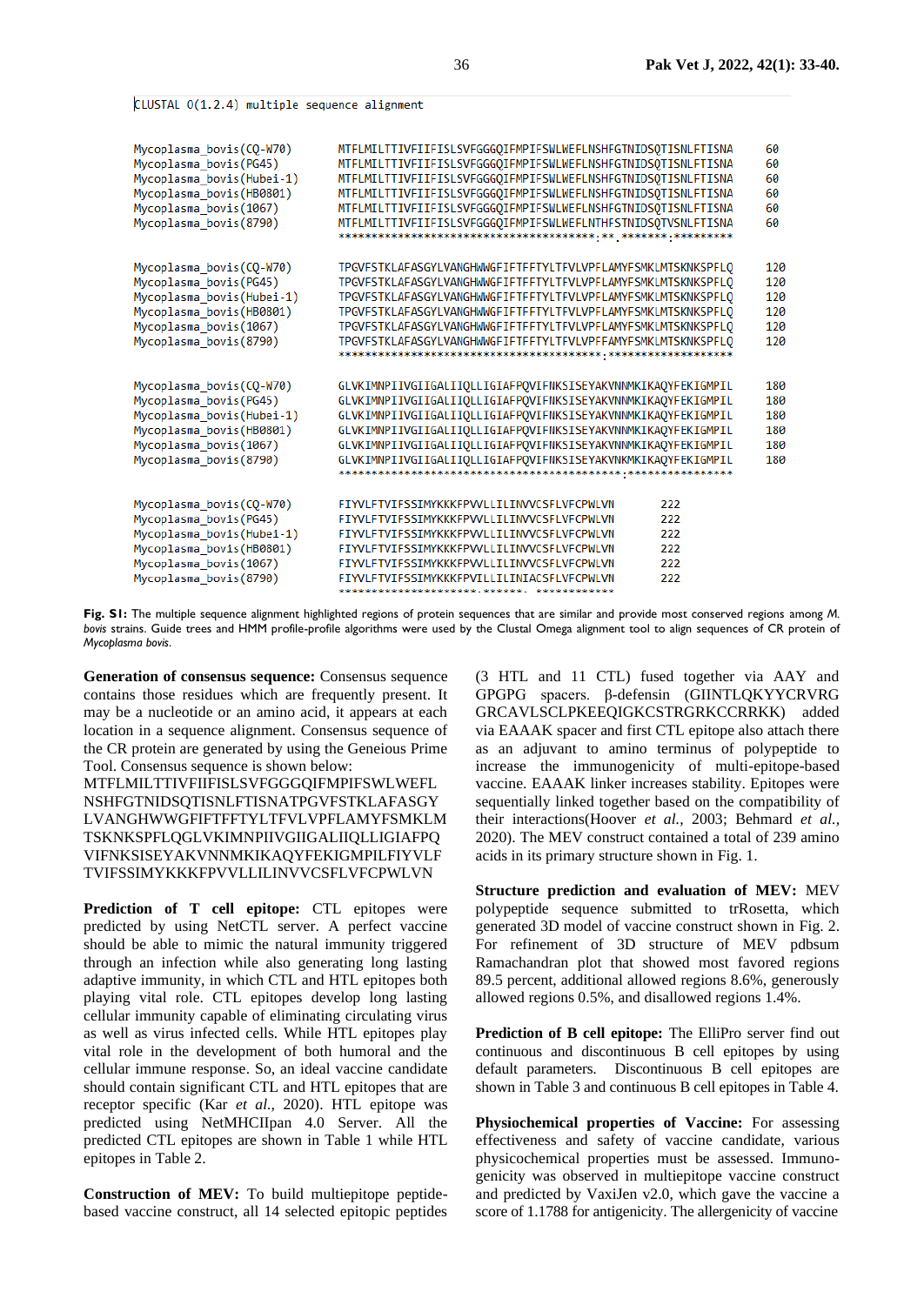```
CLUSTAL O(1.2.4) multiple sequence alignment


Mycoplasma_bovis(CQ-W70)     MTFLMILTTIVFIIFISLSVFGGGQIFMPIFSWLWEFLNSHFGTNIDSQTISNLFTISNA    60
Mycoplasma_bovis(PG45)       MTFLMILTTIVFIIFISLSVFGGGQIFMPIFSWLWEFLNSHFGTNIDSQTISNLFTISNA    60
Mycoplasma_bovis(Hubei-1)    MTFLMILTTIVFIIFISLSVFGGGQIFMPIFSWLWEFLNSHFGTNIDSQTISNLFTISNA    60
Mycoplasma_bovis(HB0801)     MTFLMILTTIVFIIFISLSVFGGGQIFMPIFSWLWEFLNSHFGTNIDSQTISNLFTISNA    60
Mycoplasma_bovis(1067)       MTFLMILTTIVFIIFISLSVFGGGQIFMPIFSWLWEFLNSHFGTNIDSQTISNLFTISNA    60
Mycoplasma_bovis(8790)       MTFLMILTTIVFIIFISLSVFGGGQIFMPIFSWLWEFLNTHFSTNIDSQTVSNLFTISNA    60
                             ***************************************:**.*******:*********

Mycoplasma_bovis(CQ-W70)     TPGVFSTKLAFASGYLVANGHWWGFIFTFFTYLTFVLVPFLAMYFSMKLMTSKNKSPFLQ    120
Mycoplasma_bovis(PG45)       TPGVFSTKLAFASGYLVANGHWWGFIFTFFTYLTFVLVPFLAMYFSMKLMTSKNKSPFLQ    120
Mycoplasma_bovis(Hubei-1)    TPGVFSTKLAFASGYLVANGHWWGFIFTFFTYLTFVLVPFLAMYFSMKLMTSKNKSPFLQ    120
Mycoplasma_bovis(HB0801)     TPGVFSTKLAFASGYLVANGHWWGFIFTFFTYLTFVLVPFLAMYFSMKLMTSKNKSPFLQ    120
Mycoplasma_bovis(1067)       TPGVFSTKLAFASGYLVANGHWWGFIFTFFTYLTFVLVPFLAMYFSMKLMTSKNKSPFLQ    120
Mycoplasma_bovis(8790)       TPGVFSTKLAFASGYLVANGHWWGFIFTFFTYLTFVLVPFFAMYFSMKLMTSKNKSPFLQ    120
                             ****************************************:*******************

Mycoplasma_bovis(CQ-W70)     GLVKIMNPIIVGIIGALIIQLLIGIAFPQVIFNKSISEYAKVNNMKIKAQYFEKIGMPIL    180
Mycoplasma_bovis(PG45)       GLVKIMNPIIVGIIGALIIQLLIGIAFPQVIFNKSISEYAKVNNMKIKAQYFEKIGMPIL    180
Mycoplasma_bovis(Hubei-1)    GLVKIMNPIIVGIIGALIIQLLIGIAFPQVIFNKSISEYAKVNNMKIKAQYFEKIGMPIL    180
Mycoplasma_bovis(HB0801)     GLVKIMNPIIVGIIGALIIQLLIGIAFPQVIFNKSISEYAKVNNMKIKAQYFEKIGMPIL    180
Mycoplasma_bovis(1067)       GLVKIMNPIIVGIIGALIIQLLIGIAFPQVIFNKSISEYAKVNNMKIKAQYFEKIGMPIL    180
Mycoplasma_bovis(8790)       GLVKIMNPIIVGIIGALIIQLLIGIAFPQVIFNKSISEYAKVNKMKIKAQYFEKIGMPIL    180
                             *******************************************:****************

Mycoplasma_bovis(CQ-W70)     FIYVLFTVIFSSIMYKKKFPVVLLILINVVCSFLVFCPWLVN        222
Mycoplasma_bovis(PG45)       FIYVLFTVIFSSIMYKKKFPVVLLILINVVCSFLVFCPWLVN        222
Mycoplasma_bovis(Hubei-1)    FIYVLFTVIFSSIMYKKKFPVVLLILINVVCSFLVFCPWLVN        222
Mycoplasma_bovis(HB0801)     FIYVLFTVIFSSIMYKKKFPVVLLILINVVCSFLVFCPWLVN        222
Mycoplasma_bovis(1067)       FIYVLFTVIFSSIMYKKKFPVVLLILINVVCSFLVFCPWLVN        222
Mycoplasma_bovis(8790)       FIYVLFTVIFSSIMYKKKFPVILLILINIACSFLVFCPWLVN        222
                             ********************.*******. ************
```

**Fig. S1:** The multiple sequence alignment highlighted regions of protein sequences that are similar and provide most conserved regions among *M. bovis* strains. Guide trees and HMM profile-profile algorithms were used by the Clustal Omega alignment tool to align sequences of CR protein of *Mycoplasma bovis*.

**Generation of consensus sequence:** Consensus sequence contains those residues which are frequently present. It may be a nucleotide or an amino acid, it appears at each location in a sequence alignment. Consensus sequence of the CR protein are generated by using the Geneious Prime Tool. Consensus sequence is shown below:
MTFLMILTTIVFIIFISLSVFGGGQIFMPIFSWLWEFL NSHFGTNIDSQTISNLFTISNATPGVFSTKLAFASGY LVANGHWWGFIFTFFTYLTFVLVPFLAMYFSMKLM TSKNKSPFLQGLVKIMNPIIVGIIGALIIQLLIGIAFPQ VIFNKSISEYAKVNNMKIKAQYFEKIGMPILFIYVLF TVIFSSIMYKKKFPVVLLILINVVCSFLVFCPWLVN

**Prediction of T cell epitope:** CTL epitopes were predicted by using NetCTL server. A perfect vaccine should be able to mimic the natural immunity triggered through an infection while also generating long lasting adaptive immunity, in which CTL and HTL epitopes both playing vital role. CTL epitopes develop long lasting cellular immunity capable of eliminating circulating virus as well as virus infected cells. While HTL epitopes play vital role in the development of both humoral and the cellular immune response. So, an ideal vaccine candidate should contain significant CTL and HTL epitopes that are receptor specific (Kar *et al.,* 2020). HTL epitope was predicted using NetMHCIIpan 4.0 Server. All the predicted CTL epitopes are shown in Table 1 while HTL epitopes in Table 2.

**Construction of MEV:** To build multiepitope peptide-based vaccine construct, all 14 selected epitopic peptides (3 HTL and 11 CTL) fused together via AAY and GPGPG spacers. β-defensin (GIINTLQKYYCRVRG GRCAVLSCLPKEEQIGKCSTRGRKCCRRKK) added via EAAAK spacer and first CTL epitope also attach there as an adjuvant to amino terminus of polypeptide to increase the immunogenicity of multi-epitope-based vaccine. EAAAK linker increases stability. Epitopes were sequentially linked together based on the compatibility of their interactions(Hoover *et al.,* 2003; Behmard *et al.,* 2020). The MEV construct contained a total of 239 amino acids in its primary structure shown in Fig. 1.

**Structure prediction and evaluation of MEV:** MEV polypeptide sequence submitted to trRosetta, which generated 3D model of vaccine construct shown in Fig. 2. For refinement of 3D structure of MEV pdbsum Ramachandran plot that showed most favored regions 89.5 percent, additional allowed regions 8.6%, generously allowed regions 0.5%, and disallowed regions 1.4%.

**Prediction of B cell epitope:** The ElliPro server find out continuous and discontinuous B cell epitopes by using default parameters. Discontinuous B cell epitopes are shown in Table 3 and continuous B cell epitopes in Table 4.

**Physiochemical properties of Vaccine:** For assessing effectiveness and safety of vaccine candidate, various physicochemical properties must be assessed. Immuno-genicity was observed in multiepitope vaccine construct and predicted by VaxiJen v2.0, which gave the vaccine a score of 1.1788 for antigenicity. The allergenicity of vaccine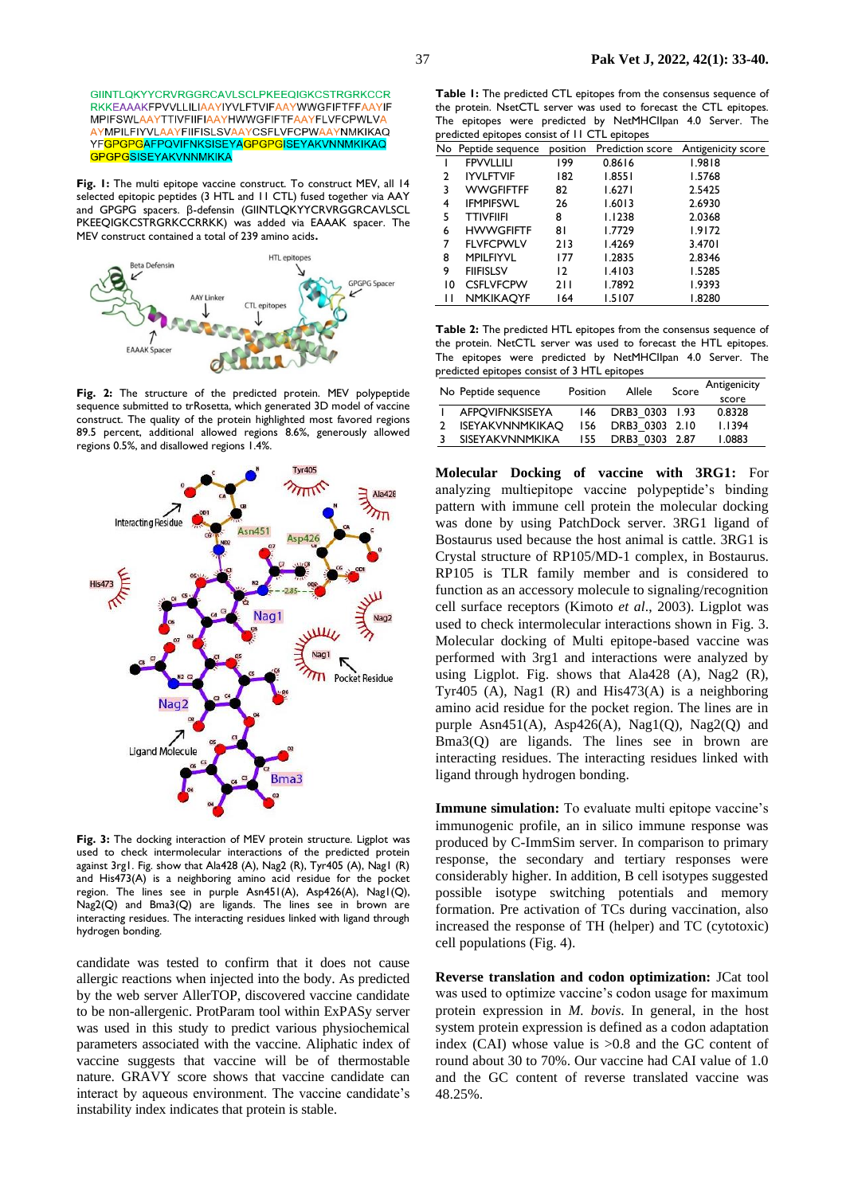GIINTLQKYYCRVRGGRCAVLSCLPKEEQIGKCSTRGRKCCRRKKEAAAKFPVVLLILIAAYIYVLFTVIFAAYWWGFIFTFFAAYIFMPIFSWLAAYTTIVFIIFIAAYHWWGFIFTFAAYFLVFCPWLVAAYMPILFIYVLAAYFIIFISLSVAAYCSFLVFCPWAAYNMKIKAQYFGPGPGAFPQVIFNKSISEYAGPGPGISEYAKVNNMKIKAQGPGPGSISEYAKVNNMKIKA

**Fig. 1:** The multi epitope vaccine construct. To construct MEV, all 14 selected epitopic peptides (3 HTL and 11 CTL) fused together via AAY and GPGPG spacers. β-defensin (GIINTLQKYYCRVRGGRCAVLSCLPKEEQIGKCSTRGRKCCRRKK) was added via EAAAK spacer. The MEV construct contained a total of 239 amino acids.

**Fig. 2:** The structure of the predicted protein. MEV polypeptide sequence submitted to trRosetta, which generated 3D model of vaccine construct. The quality of the protein highlighted most favored regions 89.5 percent, additional allowed regions 8.6%, generously allowed regions 0.5%, and disallowed regions 1.4%.

**Fig. 3:** The docking interaction of MEV protein structure. Ligplot was used to check intermolecular interactions of the predicted protein against 3rg1. Fig. show that Ala428 (A), Nag2 (R), Tyr405 (A), Nag1 (R) and His473(A) is a neighboring amino acid residue for the pocket region. The lines see in purple Asn451(A), Asp426(A), Nag1(Q), Nag2(Q) and Bma3(Q) are ligands. The lines see in brown are interacting residues. The interacting residues linked with ligand through hydrogen bonding.

candidate was tested to confirm that it does not cause allergic reactions when injected into the body. As predicted by the web server AllerTOP, discovered vaccine candidate to be non-allergenic. ProtParam tool within ExPASy server was used in this study to predict various physiochemical parameters associated with the vaccine. Aliphatic index of vaccine suggests that vaccine will be of thermostable nature. GRAVY score shows that vaccine candidate can interact by aqueous environment. The vaccine candidate's instability index indicates that protein is stable.

**Table 1:** The predicted CTL epitopes from the consensus sequence of the protein. NsetCTL server was used to forecast the CTL epitopes. The epitopes were predicted by NetMHCIIpan 4.0 Server. The predicted epitopes consist of 11 CTL epitopes

| No | Peptide sequence | position | Prediction score | Antigenicity score |
|---|---|---|---|---|
| 1 | FPVVLLILI | 199 | 0.8616 | 1.9818 |
| 2 | IYVLFTVIF | 182 | 1.8551 | 1.5768 |
| 3 | WWGFIFTFF | 82 | 1.6271 | 2.5425 |
| 4 | IFMPIFSWL | 26 | 1.6013 | 2.6930 |
| 5 | TTIVFIIFI | 8 | 1.1238 | 2.0368 |
| 6 | HWWGFIFTF | 81 | 1.7729 | 1.9172 |
| 7 | FLVFCPWLV | 213 | 1.4269 | 3.4701 |
| 8 | MPILFIYVL | 177 | 1.2835 | 2.8346 |
| 9 | FIIFISLSV | 12 | 1.4103 | 1.5285 |
| 10 | CSFLVFCPW | 211 | 1.7892 | 1.9393 |
| 11 | NMKIKAQYF | 164 | 1.5107 | 1.8280 |

**Table 2:** The predicted HTL epitopes from the consensus sequence of the protein. NetCTL server was used to forecast the HTL epitopes. The epitopes were predicted by NetMHCIIpan 4.0 Server. The predicted epitopes consist of 3 HTL epitopes

| No | Peptide sequence | Position | Allele | Score | Antigenicity score |
|---|---|---|---|---|---|
| 1 | AFPQVIFNKSISEYA | 146 | DRB3_0303 | 1.93 | 0.8328 |
| 2 | ISEYAKVNNMKIKAQ | 156 | DRB3_0303 | 2.10 | 1.1394 |
| 3 | SISEYAKVNNMKIKA | 155 | DRB3_0303 | 2.87 | 1.0883 |

**Molecular Docking of vaccine with 3RG1:** For analyzing multiepitope vaccine polypeptide's binding pattern with immune cell protein the molecular docking was done by using PatchDock server. 3RG1 ligand of Bostaurus used because the host animal is cattle. 3RG1 is Crystal structure of RP105/MD-1 complex, in Bostaurus. RP105 is TLR family member and is considered to function as an accessory molecule to signaling/recognition cell surface receptors (Kimoto *et al*., 2003). Ligplot was used to check intermolecular interactions shown in Fig. 3. Molecular docking of Multi epitope-based vaccine was performed with 3rg1 and interactions were analyzed by using Ligplot. Fig. shows that Ala428 (A), Nag2 (R), Tyr405 (A), Nag1 (R) and His473(A) is a neighboring amino acid residue for the pocket region. The lines are in purple Asn451(A), Asp426(A), Nag1(Q), Nag2(Q) and Bma3(Q) are ligands. The lines see in brown are interacting residues. The interacting residues linked with ligand through hydrogen bonding.

**Immune simulation:** To evaluate multi epitope vaccine's immunogenic profile, an in silico immune response was produced by C-ImmSim server. In comparison to primary response, the secondary and tertiary responses were considerably higher. In addition, B cell isotypes suggested possible isotype switching potentials and memory formation. Pre activation of TCs during vaccination, also increased the response of TH (helper) and TC (cytotoxic) cell populations (Fig. 4).

**Reverse translation and codon optimization:** JCat tool was used to optimize vaccine's codon usage for maximum protein expression in *M. bovis*. In general, in the host system protein expression is defined as a codon adaptation index (CAI) whose value is >0.8 and the GC content of round about 30 to 70%. Our vaccine had CAI value of 1.0 and the GC content of reverse translated vaccine was 48.25%.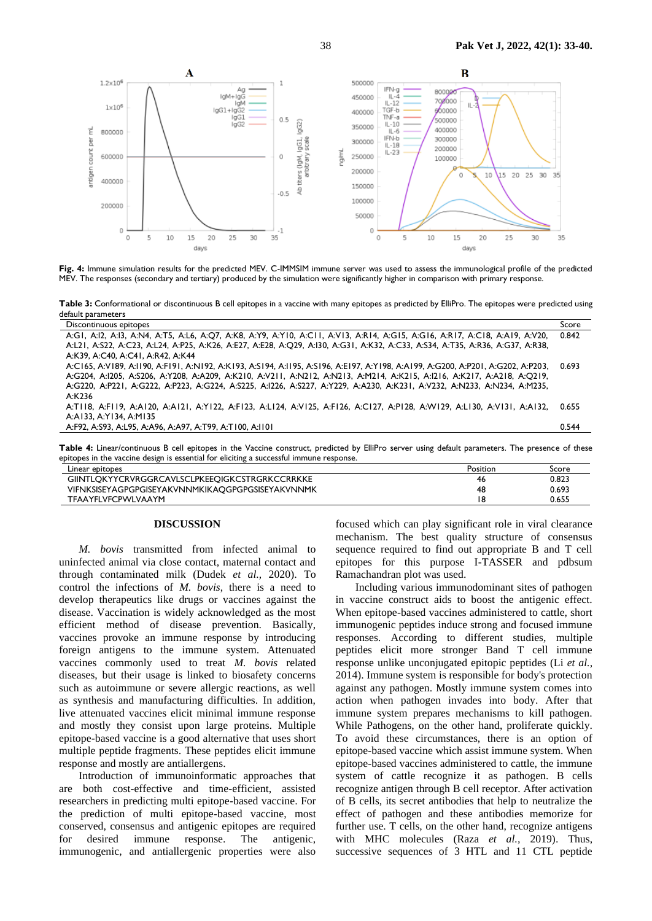**Fig. 4:** Immune simulation results for the predicted MEV. C-IMMSIM immune server was used to assess the immunological profile of the predicted MEV. The responses (secondary and tertiary) produced by the simulation were significantly higher in comparison with primary response.

**Table 3:** Conformational or discontinuous B cell epitopes in a vaccine with many epitopes as predicted by ElliPro. The epitopes were predicted using default parameters

| Discontinuous epitopes | Score |
|---|---|
| A:G1, A:I2, A:I3, A:N4, A:T5, A:L6, A:Q7, A:K8, A:Y9, A:Y10, A:C11, A:V13, A:R14, A:G15, A:G16, A:R17, A:C18, A:A19, A:V20, A:L21, A:S22, A:C23, A:L24, A:P25, A:K26, A:E27, A:E28, A:Q29, A:I30, A:G31, A:K32, A:C33, A:S34, A:T35, A:K36, A:G37, A:R38, A:K39, A:C40, A:C41, A:R42, A:K44 | 0.842 |
| A:C165, A:V189, A:I190, A:F191, A:N192, A:K193, A:S194, A:I195, A:S196, A:E197, A:Y198, A:A199, A:G200, A:P201, A:G202, A:P203, A:G204, A:I205, A:S206, A:Y208, A:A209, A:K210, A:V211, A:N212, A:N213, A:M214, A:K215, A:I216, A:K217, A:A218, A:Q219, A:G220, A:P221, A:G222, A:P223, A:G224, A:S225, A:I226, A:S227, A:Y229, A:A230, A:K231, A:V232, A:N233, A:N234, A:M235, A:K236 | 0.693 |
| A:T118, A:F119, A:A120, A:A121, A:Y122, A:F123, A:L124, A:V125, A:F126, A:C127, A:P128, A:W129, A:L130, A:V131, A:A132, A:A133, A:Y134, A:M135 | 0.655 |
| A:F92, A:S93, A:L95, A:A96, A:A97, A:T99, A:T100, A:I101 | 0.544 |

**Table 4:** Linear/continuous B cell epitopes in the Vaccine construct, predicted by ElliPro server using default parameters. The presence of these epitopes in the vaccine design is essential for eliciting a successful immune response.

| Linear epitopes | Position | Score |
|---|---|---|
| GIINTLQKYYCRVRGGRCAVLSCLPKEEQIGKCSTRGRKCCRRKKE | 46 | 0.823 |
| VIFNKSISEYAGPGPGISEYAKVNNMKIKAQGPGPGSISEYAKVNNMK | 48 | 0.693 |
| TFAAYFLVFCPWLVAAYM | 18 | 0.655 |

## DISCUSSION

*M. bovis* transmitted from infected animal to uninfected animal via close contact, maternal contact and through contaminated milk (Dudek *et al.,* 2020). To control the infections of *M. bovis*, there is a need to develop therapeutics like drugs or vaccines against the disease. Vaccination is widely acknowledged as the most efficient method of disease prevention. Basically, vaccines provoke an immune response by introducing foreign antigens to the immune system. Attenuated vaccines commonly used to treat *M. bovis* related diseases, but their usage is linked to biosafety concerns such as autoimmune or severe allergic reactions, as well as synthesis and manufacturing difficulties. In addition, live attenuated vaccines elicit minimal immune response and mostly they consist upon large proteins. Multiple epitope-based vaccine is a good alternative that uses short multiple peptide fragments. These peptides elicit immune response and mostly are antiallergens.

Introduction of immunoinformatic approaches that are both cost-effective and time-efficient, assisted researchers in predicting multi epitope-based vaccine. For the prediction of multi epitope-based vaccine, most conserved, consensus and antigenic epitopes are required for desired immune response. The antigenic, immunogenic, and antiallergenic properties were also focused which can play significant role in viral clearance mechanism. The best quality structure of consensus sequence required to find out appropriate B and T cell epitopes for this purpose I-TASSER and pdbsum Ramachandran plot was used.

Including various immunodominant sites of pathogen in vaccine construct aids to boost the antigenic effect. When epitope-based vaccines administered to cattle, short immunogenic peptides induce strong and focused immune responses. According to different studies, multiple peptides elicit more stronger Band T cell immune response unlike unconjugated epitopic peptides (Li *et al.,* 2014). Immune system is responsible for body's protection against any pathogen. Mostly immune system comes into action when pathogen invades into body. After that immune system prepares mechanisms to kill pathogen. While Pathogens, on the other hand, proliferate quickly. To avoid these circumstances, there is an option of epitope-based vaccine which assist immune system. When epitope-based vaccines administered to cattle, the immune system of cattle recognize it as pathogen. B cells recognize antigen through B cell receptor. After activation of B cells, its secret antibodies that help to neutralize the effect of pathogen and these antibodies memorize for further use. T cells, on the other hand, recognize antigens with MHC molecules (Raza *et al.,* 2019). Thus, successive sequences of 3 HTL and 11 CTL peptide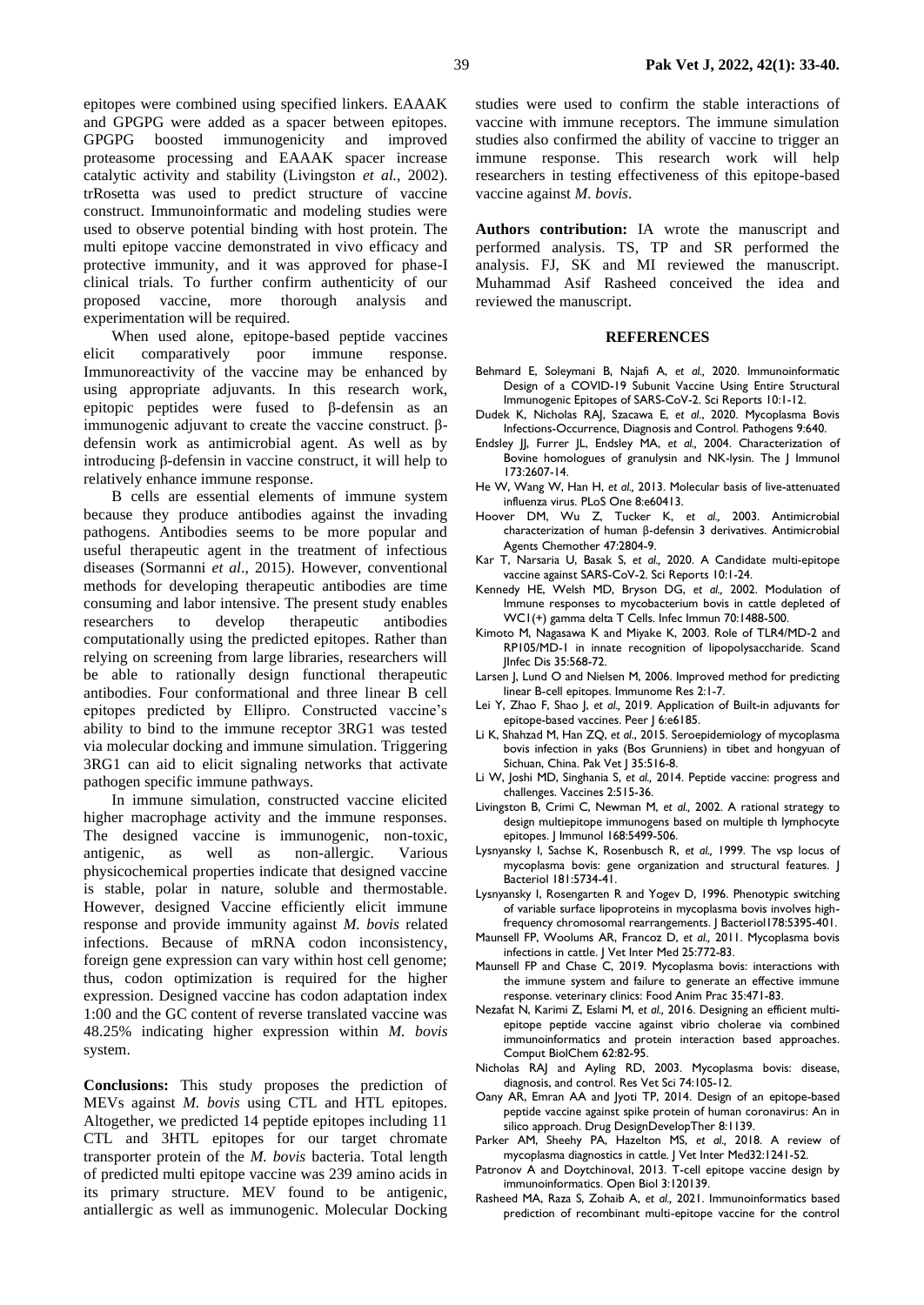epitopes were combined using specified linkers. EAAAK and GPGPG were added as a spacer between epitopes. GPGPG boosted immunogenicity and improved proteasome processing and EAAAK spacer increase catalytic activity and stability (Livingston *et al.*, 2002). trRosetta was used to predict structure of vaccine construct. Immunoinformatic and modeling studies were used to observe potential binding with host protein. The multi epitope vaccine demonstrated in vivo efficacy and protective immunity, and it was approved for phase-I clinical trials. To further confirm authenticity of our proposed vaccine, more thorough analysis and experimentation will be required.

When used alone, epitope-based peptide vaccines elicit comparatively poor immune response. Immunoreactivity of the vaccine may be enhanced by using appropriate adjuvants. In this research work, epitopic peptides were fused to β-defensin as an immunogenic adjuvant to create the vaccine construct. β-defensin work as antimicrobial agent. As well as by introducing β-defensin in vaccine construct, it will help to relatively enhance immune response.

B cells are essential elements of immune system because they produce antibodies against the invading pathogens. Antibodies seems to be more popular and useful therapeutic agent in the treatment of infectious diseases (Sormanni *et al*., 2015). However, conventional methods for developing therapeutic antibodies are time consuming and labor intensive. The present study enables researchers to develop therapeutic antibodies computationally using the predicted epitopes. Rather than relying on screening from large libraries, researchers will be able to rationally design functional therapeutic antibodies. Four conformational and three linear B cell epitopes predicted by Ellipro. Constructed vaccine's ability to bind to the immune receptor 3RG1 was tested via molecular docking and immune simulation. Triggering 3RG1 can aid to elicit signaling networks that activate pathogen specific immune pathways.

In immune simulation, constructed vaccine elicited higher macrophage activity and the immune responses. The designed vaccine is immunogenic, non-toxic, antigenic, as well as non-allergic. Various physicochemical properties indicate that designed vaccine is stable, polar in nature, soluble and thermostable. However, designed Vaccine efficiently elicit immune response and provide immunity against *M. bovis* related infections. Because of mRNA codon inconsistency, foreign gene expression can vary within host cell genome; thus, codon optimization is required for the higher expression. Designed vaccine has codon adaptation index 1:00 and the GC content of reverse translated vaccine was 48.25% indicating higher expression within *M. bovis* system.

**Conclusions:** This study proposes the prediction of MEVs against *M. bovis* using CTL and HTL epitopes. Altogether, we predicted 14 peptide epitopes including 11 CTL and 3HTL epitopes for our target chromate transporter protein of the *M. bovis* bacteria. Total length of predicted multi epitope vaccine was 239 amino acids in its primary structure. MEV found to be antigenic, antiallergic as well as immunogenic. Molecular Docking studies were used to confirm the stable interactions of vaccine with immune receptors. The immune simulation studies also confirmed the ability of vaccine to trigger an immune response. This research work will help researchers in testing effectiveness of this epitope-based vaccine against *M. bovis*.

**Authors contribution:** IA wrote the manuscript and performed analysis. TS, TP and SR performed the analysis. FJ, SK and MI reviewed the manuscript. Muhammad Asif Rasheed conceived the idea and reviewed the manuscript.

## REFERENCES

Behmard E, Soleymani B, Najafi A, *et al.,* 2020. Immunoinformatic Design of a COVID-19 Subunit Vaccine Using Entire Structural Immunogenic Epitopes of SARS-CoV-2. Sci Reports 10:1-12.

Dudek K, Nicholas RAJ, Szacawa E, *et al*., 2020. Mycoplasma Bovis Infections-Occurrence, Diagnosis and Control. Pathogens 9:640.

Endsley JJ, Furrer JL, Endsley MA, *et al.,* 2004. Characterization of Bovine homologues of granulysin and NK-lysin. The J Immunol 173:2607-14.

He W, Wang W, Han H, *et al.,* 2013. Molecular basis of live-attenuated influenza virus. PLoS One 8:e60413.

Hoover DM, Wu Z, Tucker K, *et al.,* 2003. Antimicrobial characterization of human β-defensin 3 derivatives. Antimicrobial Agents Chemother 47:2804-9.

Kar T, Narsaria U, Basak S, *et al.,* 2020. A Candidate multi-epitope vaccine against SARS-CoV-2. Sci Reports 10:1-24.

Kennedy HE, Welsh MD, Bryson DG, *et al.,* 2002. Modulation of Immune responses to mycobacterium bovis in cattle depleted of WC1(+) gamma delta T Cells. Infec Immun 70:1488-500.

Kimoto M, Nagasawa K and Miyake K, 2003. Role of TLR4/MD-2 and RP105/MD-1 in innate recognition of lipopolysaccharide. Scand JInfec Dis 35:568-72.

Larsen J, Lund O and Nielsen M, 2006. Improved method for predicting linear B-cell epitopes. Immunome Res 2:1-7.

Lei Y, Zhao F, Shao J, *et al.,* 2019. Application of Built-in adjuvants for epitope-based vaccines. Peer J 6:e6185.

Li K, Shahzad M, Han ZQ, *et al*., 2015. Seroepidemiology of mycoplasma bovis infection in yaks (Bos Grunniens) in tibet and hongyuan of Sichuan, China. Pak Vet J 35:516-8.

Li W, Joshi MD, Singhania S, *et al.,* 2014. Peptide vaccine: progress and challenges. Vaccines 2:515-36.

Livingston B, Crimi C, Newman M, *et al.,* 2002. A rational strategy to design multiepitope immunogens based on multiple th lymphocyte epitopes. J Immunol 168:5499-506.

Lysnyansky I, Sachse K, Rosenbusch R, *et al.,* 1999. The vsp locus of mycoplasma bovis: gene organization and structural features. J Bacteriol 181:5734-41.

Lysnyansky I, Rosengarten R and Yogev D, 1996. Phenotypic switching of variable surface lipoproteins in mycoplasma bovis involves high-frequency chromosomal rearrangements. J Bacteriol178:5395-401.

Maunsell FP, Woolums AR, Francoz D, *et al.,* 2011. Mycoplasma bovis infections in cattle. J Vet Inter Med 25:772-83.

Maunsell FP and Chase C, 2019. Mycoplasma bovis: interactions with the immune system and failure to generate an effective immune response. veterinary clinics: Food Anim Prac 35:471-83.

Nezafat N, Karimi Z, Eslami M, *et al.,* 2016. Designing an efficient multi-epitope peptide vaccine against vibrio cholerae via combined immunoinformatics and protein interaction based approaches. Comput BiolChem 62:82-95.

Nicholas RAJ and Ayling RD, 2003. Mycoplasma bovis: disease, diagnosis, and control. Res Vet Sci 74:105-12.

Oany AR, Emran AA and Jyoti TP, 2014. Design of an epitope-based peptide vaccine against spike protein of human coronavirus: An in silico approach. Drug DesignDevelopTher 8:1139.

Parker AM, Sheehy PA, Hazelton MS, *et al.,* 2018. A review of mycoplasma diagnostics in cattle. J Vet Inter Med32:1241-52.

Patronov A and Doytchinova1, 2013. T-cell epitope vaccine design by immunoinformatics. Open Biol 3:120139.

Rasheed MA, Raza S, Zohaib A, *et al.,* 2021. Immunoinformatics based prediction of recombinant multi-epitope vaccine for the control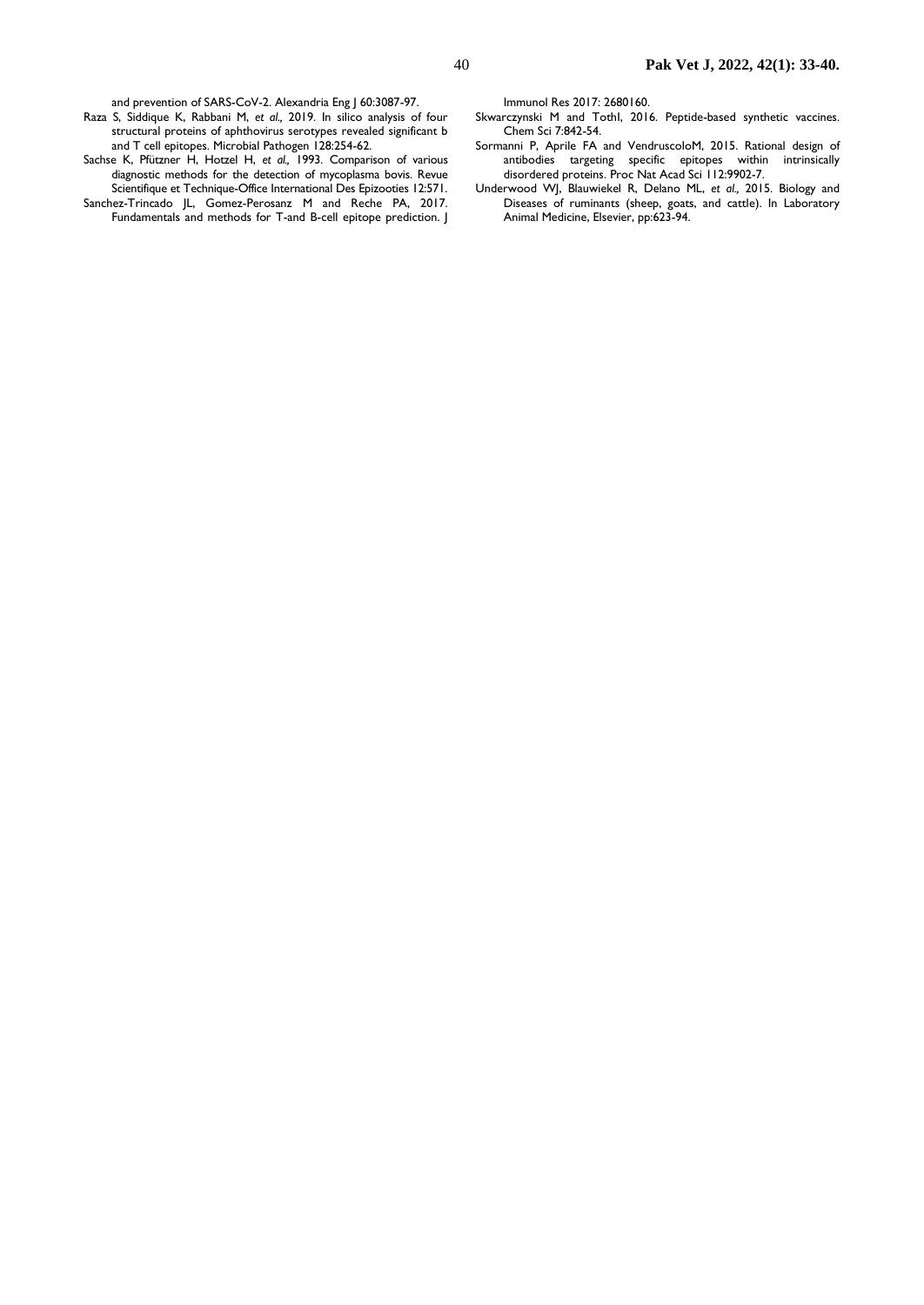and prevention of SARS-CoV-2. Alexandria Eng J 60:3087-97.

Raza S, Siddique K, Rabbani M, *et al.,* 2019. In silico analysis of four structural proteins of aphthovirus serotypes revealed significant b and T cell epitopes. Microbial Pathogen 128:254-62.

Sachse K, Pfützner H, Hotzel H, *et al.,* 1993. Comparison of various diagnostic methods for the detection of mycoplasma bovis. Revue Scientifique et Technique-Office International Des Epizooties 12:571.

Sanchez-Trincado JL, Gomez-Perosanz M and Reche PA, 2017. Fundamentals and methods for T-and B-cell epitope prediction. J Immunol Res 2017: 2680160.

Skwarczynski M and TothI, 2016. Peptide-based synthetic vaccines. Chem Sci 7:842-54.

Sormanni P, Aprile FA and VendruscoloM, 2015. Rational design of antibodies targeting specific epitopes within intrinsically disordered proteins. Proc Nat Acad Sci 112:9902-7.

Underwood WJ, Blauwiekel R, Delano ML, *et al.,* 2015. Biology and Diseases of ruminants (sheep, goats, and cattle). In Laboratory Animal Medicine, Elsevier, pp:623-94.